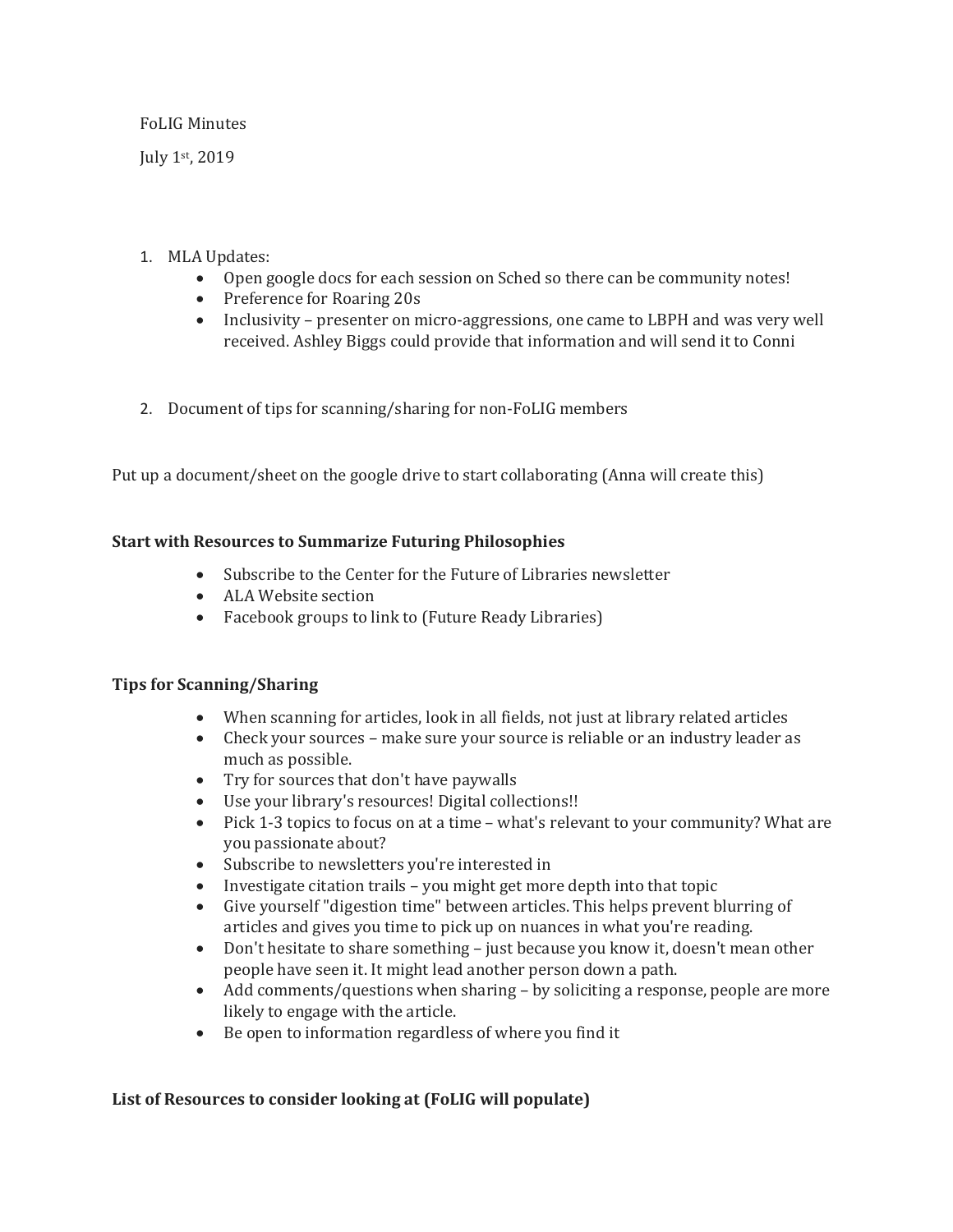FoLIG Minutes

July 1st, 2019

1. MLA Updates:
    - Open google docs for each session on Sched so there can be community notes!
    - Preference for Roaring 20s
    - Inclusivity – presenter on micro-aggressions, one came to LBPH and was very well received. Ashley Biggs could provide that information and will send it to Conni

2. Document of tips for scanning/sharing for non-FoLIG members

Put up a document/sheet on the google drive to start collaborating (Anna will create this)

**Start with Resources to Summarize Futuring Philosophies**

- Subscribe to the Center for the Future of Libraries newsletter
- ALA Website section
- Facebook groups to link to (Future Ready Libraries)

**Tips for Scanning/Sharing**

- When scanning for articles, look in all fields, not just at library related articles
- Check your sources – make sure your source is reliable or an industry leader as much as possible.
- Try for sources that don't have paywalls
- Use your library's resources! Digital collections!!
- Pick 1-3 topics to focus on at a time – what's relevant to your community? What are you passionate about?
- Subscribe to newsletters you're interested in
- Investigate citation trails – you might get more depth into that topic
- Give yourself "digestion time" between articles. This helps prevent blurring of articles and gives you time to pick up on nuances in what you're reading.
- Don't hesitate to share something – just because you know it, doesn't mean other people have seen it. It might lead another person down a path.
- Add comments/questions when sharing – by soliciting a response, people are more likely to engage with the article.
- Be open to information regardless of where you find it

**List of Resources to consider looking at (FoLIG will populate)**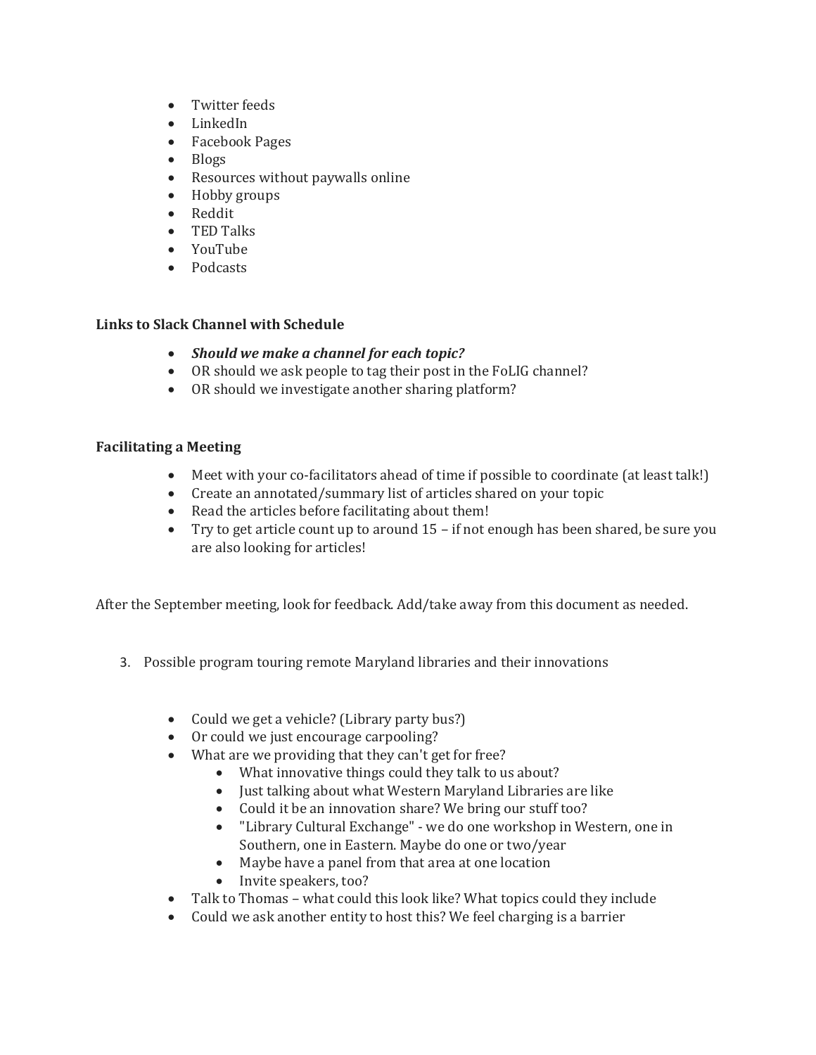- Twitter feeds
- LinkedIn
- Facebook Pages
- Blogs
- Resources without paywalls online
- Hobby groups
- Reddit
- TED Talks
- YouTube
- Podcasts

**Links to Slack Channel with Schedule**

- ***Should we make a channel for each topic?***
- OR should we ask people to tag their post in the FoLIG channel?
- OR should we investigate another sharing platform?

**Facilitating a Meeting**

- Meet with your co-facilitators ahead of time if possible to coordinate (at least talk!)
- Create an annotated/summary list of articles shared on your topic
- Read the articles before facilitating about them!
- Try to get article count up to around 15 – if not enough has been shared, be sure you are also looking for articles!

After the September meeting, look for feedback. Add/take away from this document as needed.

3. Possible program touring remote Maryland libraries and their innovations

- Could we get a vehicle? (Library party bus?)
- Or could we just encourage carpooling?
- What are we providing that they can't get for free?
    - What innovative things could they talk to us about?
    - Just talking about what Western Maryland Libraries are like
    - Could it be an innovation share? We bring our stuff too?
    - "Library Cultural Exchange" - we do one workshop in Western, one in Southern, one in Eastern. Maybe do one or two/year
    - Maybe have a panel from that area at one location
    - Invite speakers, too?
- Talk to Thomas – what could this look like? What topics could they include
- Could we ask another entity to host this? We feel charging is a barrier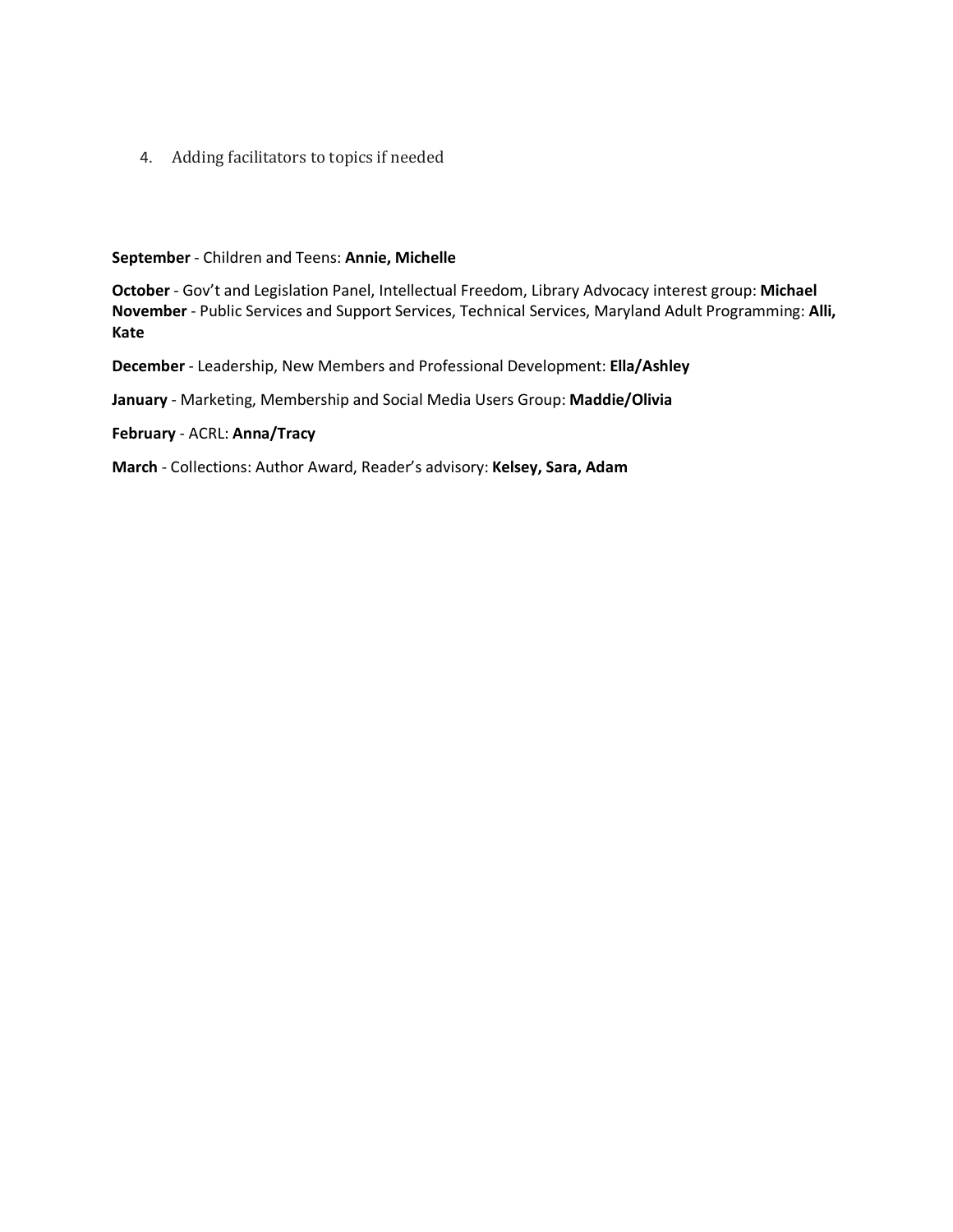4. Adding facilitators to topics if needed

**September** - Children and Teens: **Annie, Michelle**

**October** - Gov't and Legislation Panel, Intellectual Freedom, Library Advocacy interest group: **Michael**
**November** - Public Services and Support Services, Technical Services, Maryland Adult Programming: **Alli, Kate**

**December** - Leadership, New Members and Professional Development: **Ella/Ashley**

**January** - Marketing, Membership and Social Media Users Group: **Maddie/Olivia**

**February** - ACRL: **Anna/Tracy**

**March** - Collections: Author Award, Reader's advisory: **Kelsey, Sara, Adam**